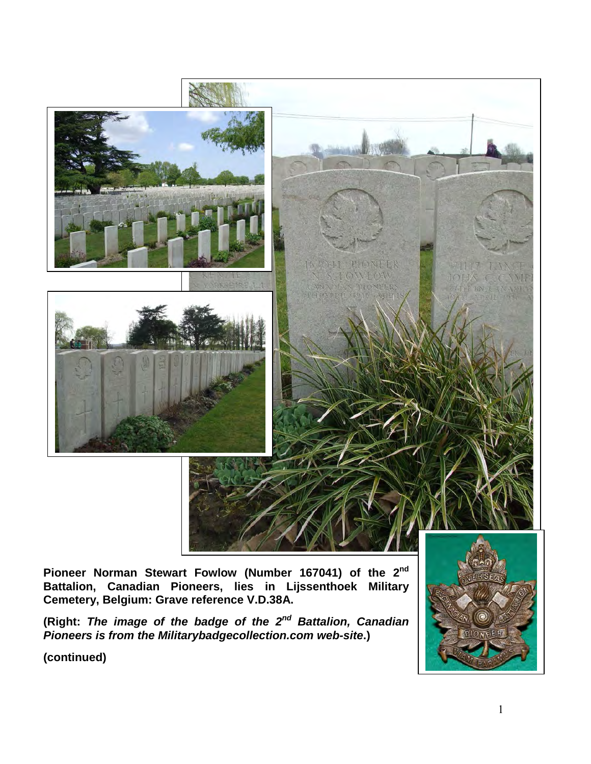**Pioneer Norman Stewart Fowlow (Number 167041) of the 2nd Battalion, Canadian Pioneers, lies in Lijssenthoek Military Cemetery, Belgium: Grave reference V.D.38A.**

**(Right:** ***The image of the badge of the 2nd Battalion, Canadian Pioneers is from the Militarybadgecollection.com web-site*****.)**

**(continued)**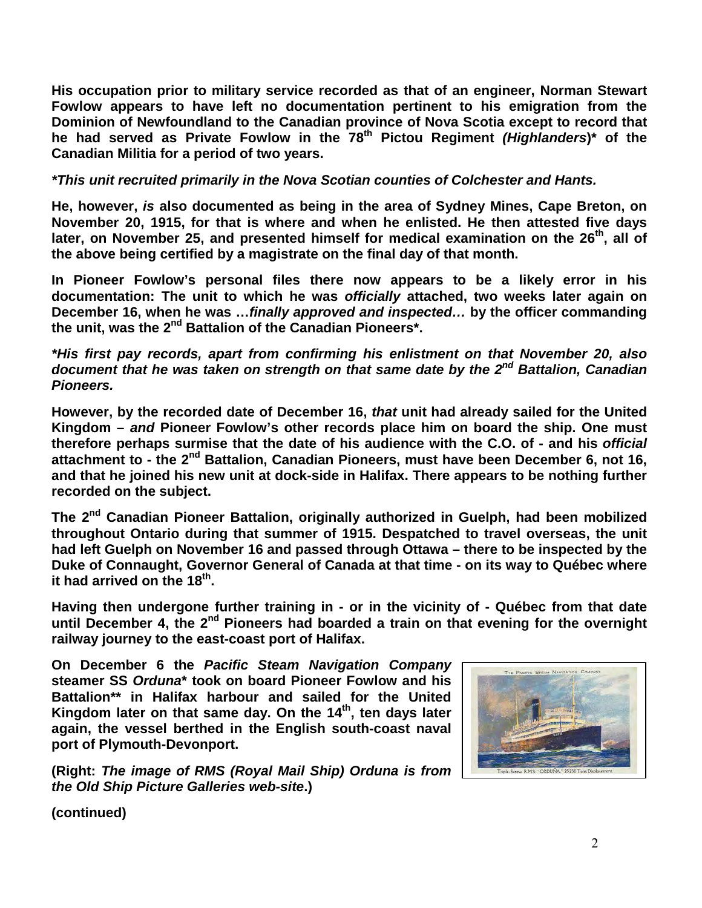**His occupation prior to military service recorded as that of an engineer, Norman Stewart Fowlow appears to have left no documentation pertinent to his emigration from the Dominion of Newfoundland to the Canadian province of Nova Scotia except to record that he had served as Private Fowlow in the 78th Pictou Regiment *(Highlanders*)* of the Canadian Militia for a period of two years.**

***This unit recruited primarily in the Nova Scotian counties of Colchester and Hants.***

**He, however, *is* also documented as being in the area of Sydney Mines, Cape Breton, on November 20, 1915, for that is where and when he enlisted. He then attested five days later, on November 25, and presented himself for medical examination on the 26th, all of the above being certified by a magistrate on the final day of that month.**

**In Pioneer Fowlow's personal files there now appears to be a likely error in his documentation: The unit to which he was *officially* attached, two weeks later again on December 16, when he was …*finally approved and inspected…* by the officer commanding the unit, was the 2nd Battalion of the Canadian Pioneers*.**

***His first pay records, apart from confirming his enlistment on that November 20, also document that he was taken on strength on that same date by the 2nd Battalion, Canadian Pioneers.***

**However, by the recorded date of December 16, *that* unit had already sailed for the United Kingdom – *and* Pioneer Fowlow's other records place him on board the ship. One must therefore perhaps surmise that the date of his audience with the C.O. of - and his *official* attachment to - the 2nd Battalion, Canadian Pioneers, must have been December 6, not 16, and that he joined his new unit at dock-side in Halifax. There appears to be nothing further recorded on the subject.**

**The 2nd Canadian Pioneer Battalion, originally authorized in Guelph, had been mobilized throughout Ontario during that summer of 1915. Despatched to travel overseas, the unit had left Guelph on November 16 and passed through Ottawa – there to be inspected by the Duke of Connaught, Governor General of Canada at that time - on its way to Québec where it had arrived on the 18th.**

**Having then undergone further training in - or in the vicinity of - Québec from that date until December 4, the 2nd Pioneers had boarded a train on that evening for the overnight railway journey to the east-coast port of Halifax.**

**On December 6 the *Pacific Steam Navigation Company* steamer SS *Orduna** took on board Pioneer Fowlow and his Battalion** in Halifax harbour and sailed for the United Kingdom later on that same day. On the 14th, ten days later again, the vessel berthed in the English south-coast naval port of Plymouth-Devonport.**

**(Right: *The image of RMS (Royal Mail Ship) Orduna is from the Old Ship Picture Galleries web-site*.)**

**(continued)**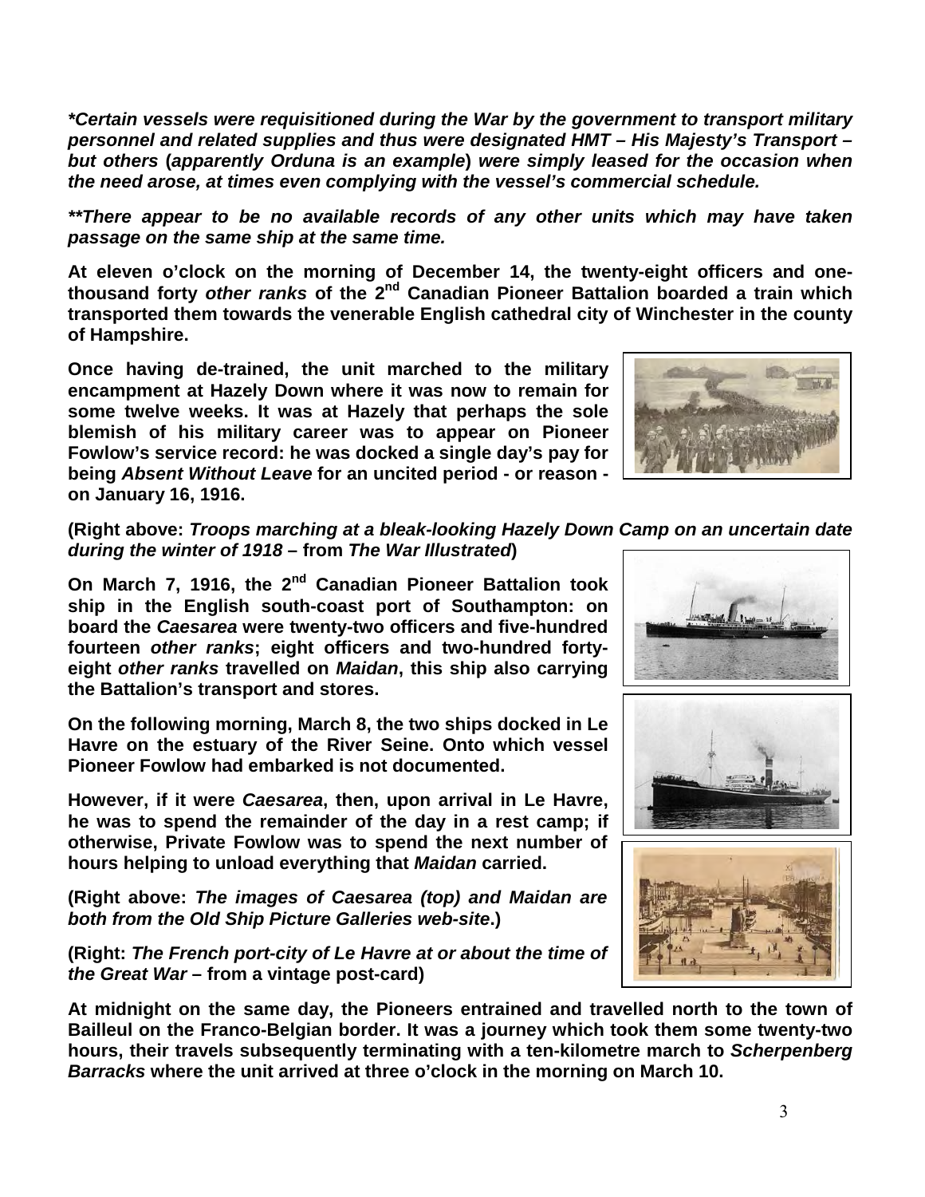***\*Certain vessels were requisitioned during the War by the government to transport military personnel and related supplies and thus were designated HMT – His Majesty's Transport – but others** (**apparently Orduna is an example**) **were simply leased for the occasion when the need arose, at times even complying with the vessel's commercial schedule.***

***\*\*There appear to be no available records of any other units which may have taken passage on the same ship at the same time.***

**At eleven o'clock on the morning of December 14, the twenty-eight officers and one-thousand forty *other ranks* of the 2nd Canadian Pioneer Battalion boarded a train which transported them towards the venerable English cathedral city of Winchester in the county of Hampshire.**

**Once having de-trained, the unit marched to the military encampment at Hazely Down where it was now to remain for some twelve weeks. It was at Hazely that perhaps the sole blemish of his military career was to appear on Pioneer Fowlow's service record: he was docked a single day's pay for being *Absent Without Leave* for an uncited period - or reason - on January 16, 1916.**

**(Right above: *Troops marching at a bleak-looking Hazely Down Camp on an uncertain date during the winter of 1918* – from *The War Illustrated*)**

**On March 7, 1916, the 2nd Canadian Pioneer Battalion took ship in the English south-coast port of Southampton: on board the *Caesarea* were twenty-two officers and five-hundred fourteen *other ranks*; eight officers and two-hundred forty-eight *other ranks* travelled on *Maidan*, this ship also carrying the Battalion's transport and stores.**

**On the following morning, March 8, the two ships docked in Le Havre on the estuary of the River Seine. Onto which vessel Pioneer Fowlow had embarked is not documented.**

**However, if it were *Caesarea*, then, upon arrival in Le Havre, he was to spend the remainder of the day in a rest camp; if otherwise, Private Fowlow was to spend the next number of hours helping to unload everything that *Maidan* carried.**

**(Right above: *The images of Caesarea (top) and Maidan are both from the Old Ship Picture Galleries web-site*.)**

**(Right: *The French port-city of Le Havre at or about the time of the Great War* – from a vintage post-card)**

**At midnight on the same day, the Pioneers entrained and travelled north to the town of Bailleul on the Franco-Belgian border. It was a journey which took them some twenty-two hours, their travels subsequently terminating with a ten-kilometre march to *Scherpenberg Barracks* where the unit arrived at three o'clock in the morning on March 10.**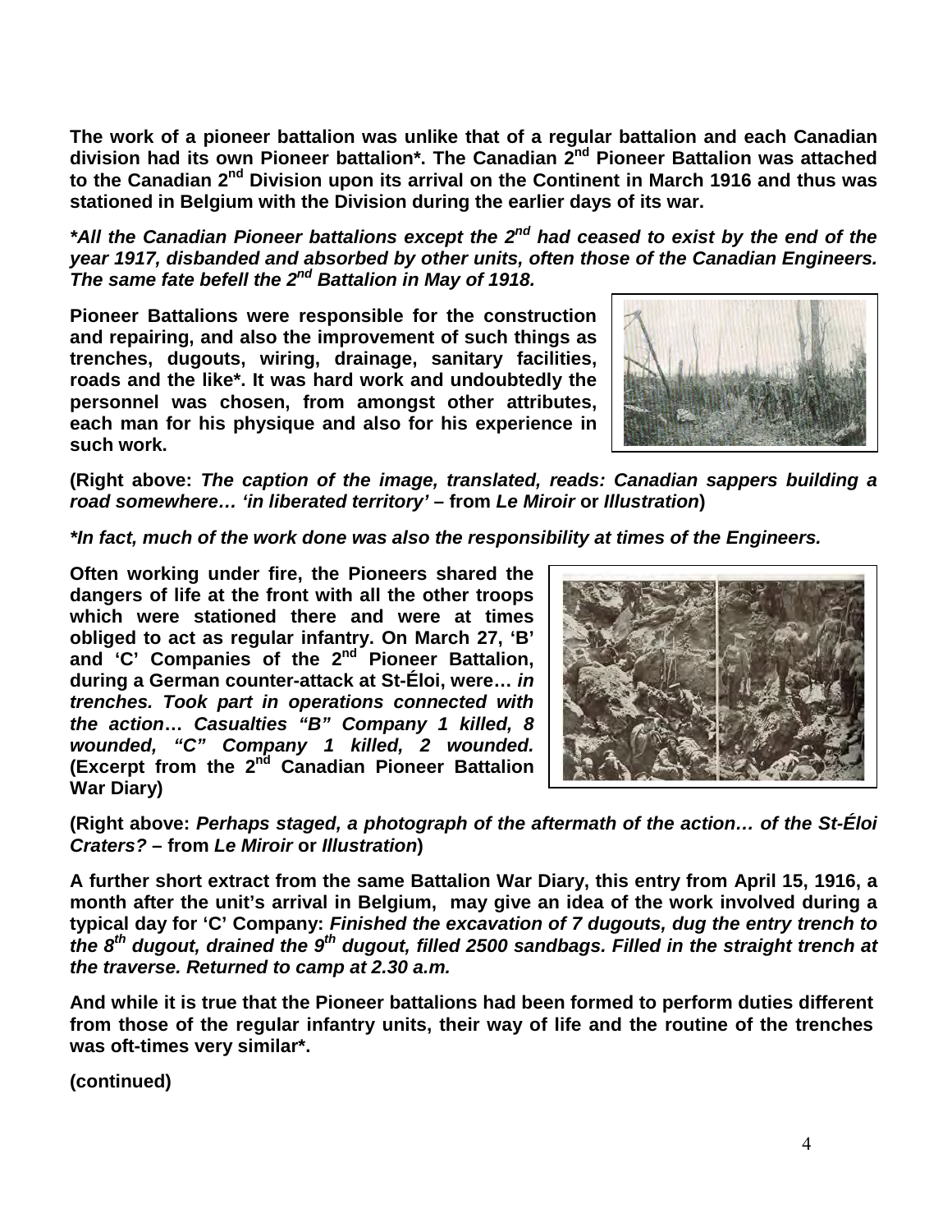**The work of a pioneer battalion was unlike that of a regular battalion and each Canadian division had its own Pioneer battalion*. The Canadian 2nd Pioneer Battalion was attached to the Canadian 2nd Division upon its arrival on the Continent in March 1916 and thus was stationed in Belgium with the Division during the earlier days of its war.**

***All the Canadian Pioneer battalions except the 2nd had ceased to exist by the end of the year 1917, disbanded and absorbed by other units, often those of the Canadian Engineers. The same fate befell the 2nd Battalion in May of 1918.***

**Pioneer Battalions were responsible for the construction and repairing, and also the improvement of such things as trenches, dugouts, wiring, drainage, sanitary facilities, roads and the like*. It was hard work and undoubtedly the personnel was chosen, from amongst other attributes, each man for his physique and also for his experience in such work.**

**(Right above:** ***The caption of the image, translated, reads: Canadian sappers building a road somewhere… 'in liberated territory'*** **– from** ***Le Miroir*** **or** ***Illustration*****)**

***In fact, much of the work done was also the responsibility at times of the Engineers.***

**Often working under fire, the Pioneers shared the dangers of life at the front with all the other troops which were stationed there and were at times obliged to act as regular infantry. On March 27, 'B' and 'C' Companies of the 2nd Pioneer Battalion, during a German counter-attack at St-Éloi, were…** ***in trenches. Took part in operations connected with the action… Casualties "B" Company 1 killed, 8 wounded, "C" Company 1 killed, 2 wounded.*** **(Excerpt from the 2nd Canadian Pioneer Battalion War Diary)**

**(Right above:** ***Perhaps staged, a photograph of the aftermath of the action… of the St-Éloi Craters?*** **– from** ***Le Miroir*** **or** ***Illustration*****)**

**A further short extract from the same Battalion War Diary, this entry from April 15, 1916, a month after the unit's arrival in Belgium, may give an idea of the work involved during a typical day for 'C' Company:** ***Finished the excavation of 7 dugouts, dug the entry trench to the 8th dugout, drained the 9th dugout, filled 2500 sandbags. Filled in the straight trench at the traverse. Returned to camp at 2.30 a.m.***

**And while it is true that the Pioneer battalions had been formed to perform duties different from those of the regular infantry units, their way of life and the routine of the trenches was oft-times very similar*.**

**(continued)**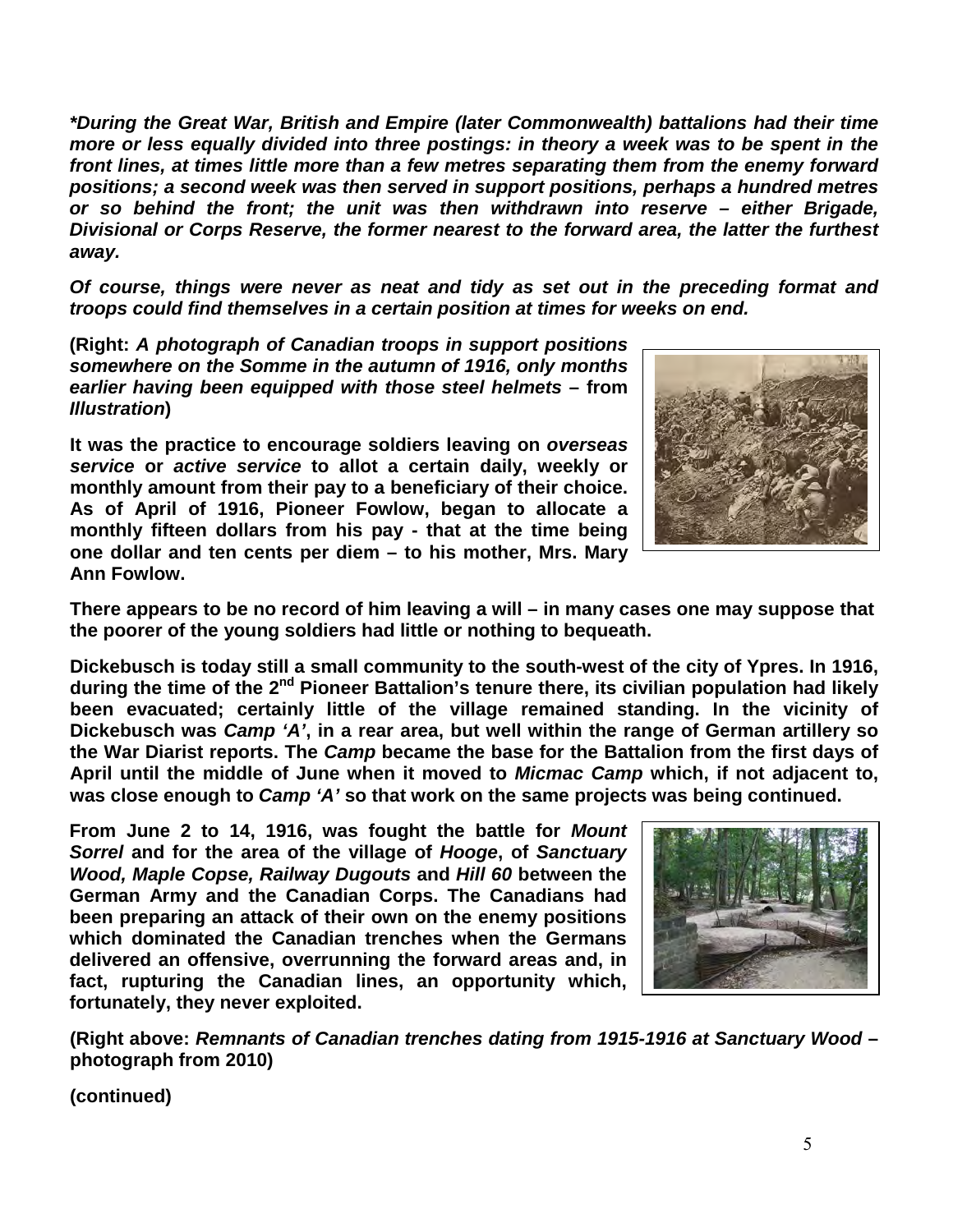***During the Great War, British and Empire (later Commonwealth) battalions had their time more or less equally divided into three postings: in theory a week was to be spent in the front lines, at times little more than a few metres separating them from the enemy forward positions; a second week was then served in support positions, perhaps a hundred metres or so behind the front; the unit was then withdrawn into reserve – either Brigade, Divisional or Corps Reserve, the former nearest to the forward area, the latter the furthest away.***

***Of course, things were never as neat and tidy as set out in the preceding format and troops could find themselves in a certain position at times for weeks on end.***

**(Right: *A photograph of Canadian troops in support positions somewhere on the Somme in the autumn of 1916, only months earlier having been equipped with those steel helmets* – from *Illustration*)**

**It was the practice to encourage soldiers leaving on *overseas service* or *active service* to allot a certain daily, weekly or monthly amount from their pay to a beneficiary of their choice. As of April of 1916, Pioneer Fowlow, began to allocate a monthly fifteen dollars from his pay - that at the time being one dollar and ten cents per diem – to his mother, Mrs. Mary Ann Fowlow.**

**There appears to be no record of him leaving a will – in many cases one may suppose that the poorer of the young soldiers had little or nothing to bequeath.**

**Dickebusch is today still a small community to the south-west of the city of Ypres. In 1916, during the time of the 2nd Pioneer Battalion's tenure there, its civilian population had likely been evacuated; certainly little of the village remained standing. In the vicinity of Dickebusch was *Camp 'A'*, in a rear area, but well within the range of German artillery so the War Diarist reports. The *Camp* became the base for the Battalion from the first days of April until the middle of June when it moved to *Micmac Camp* which, if not adjacent to, was close enough to *Camp 'A'* so that work on the same projects was being continued.**

**From June 2 to 14, 1916, was fought the battle for *Mount Sorrel* and for the area of the village of *Hooge*, of *Sanctuary Wood, Maple Copse, Railway Dugouts* and *Hill 60* between the German Army and the Canadian Corps. The Canadians had been preparing an attack of their own on the enemy positions which dominated the Canadian trenches when the Germans delivered an offensive, overrunning the forward areas and, in fact, rupturing the Canadian lines, an opportunity which, fortunately, they never exploited.**

**(Right above: *Remnants of Canadian trenches dating from 1915-1916 at Sanctuary Wood* – photograph from 2010)**

**(continued)**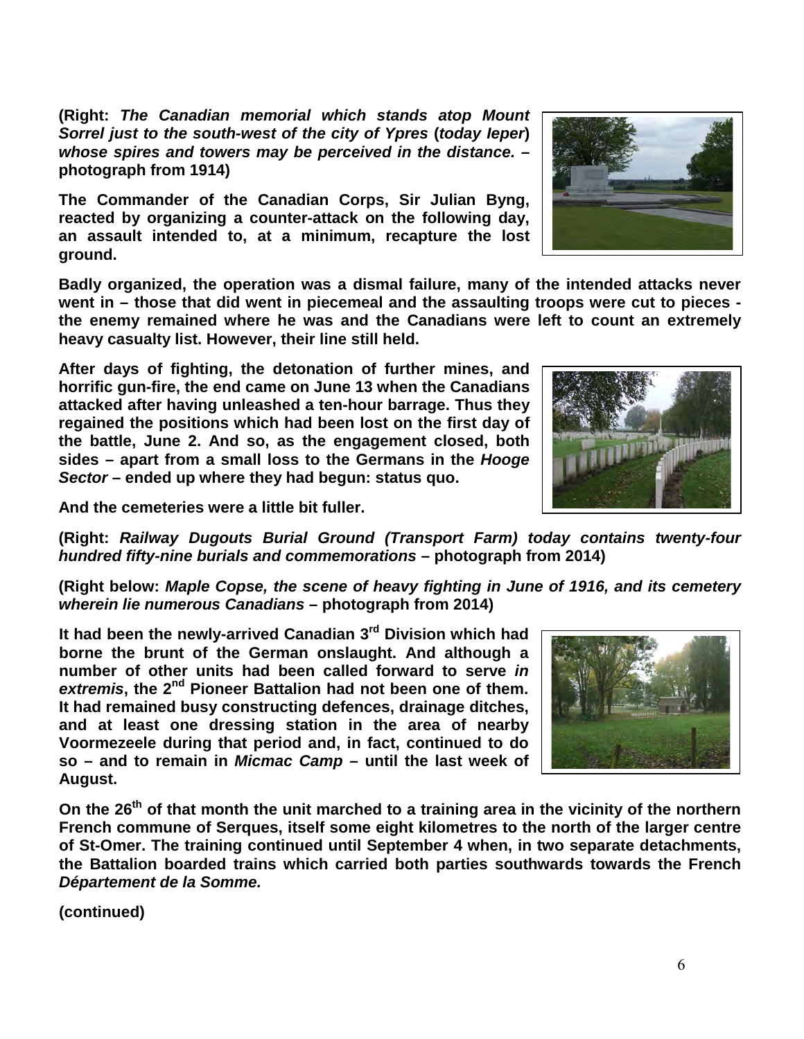**(Right:** ***The Canadian memorial which stands atop Mount Sorrel just to the south-west of the city of Ypres*** **(*****today Ieper*****)** ***whose spires and towers may be perceived in the distance.*** **– photograph from 1914)**

**The Commander of the Canadian Corps, Sir Julian Byng, reacted by organizing a counter-attack on the following day, an assault intended to, at a minimum, recapture the lost ground.**

**Badly organized, the operation was a dismal failure, many of the intended attacks never went in – those that did went in piecemeal and the assaulting troops were cut to pieces - the enemy remained where he was and the Canadians were left to count an extremely heavy casualty list. However, their line still held.**

**After days of fighting, the detonation of further mines, and horrific gun-fire, the end came on June 13 when the Canadians attacked after having unleashed a ten-hour barrage. Thus they regained the positions which had been lost on the first day of the battle, June 2. And so, as the engagement closed, both sides – apart from a small loss to the Germans in the *Hooge Sector* – ended up where they had begun: status quo.**

**And the cemeteries were a little bit fuller.**

**(Right:** ***Railway Dugouts Burial Ground (Transport Farm) today contains twenty-four hundred fifty-nine burials and commemorations*** **– photograph from 2014)**

**(Right below:** ***Maple Copse, the scene of heavy fighting in June of 1916, and its cemetery wherein lie numerous Canadians*** **– photograph from 2014)**

**It had been the newly-arrived Canadian 3rd Division which had borne the brunt of the German onslaught. And although a number of other units had been called forward to serve *in extremis*, the 2nd Pioneer Battalion had not been one of them. It had remained busy constructing defences, drainage ditches, and at least one dressing station in the area of nearby Voormezeele during that period and, in fact, continued to do so – and to remain in *Micmac Camp* – until the last week of August.**

**On the 26th of that month the unit marched to a training area in the vicinity of the northern French commune of Serques, itself some eight kilometres to the north of the larger centre of St-Omer. The training continued until September 4 when, in two separate detachments, the Battalion boarded trains which carried both parties southwards towards the French *Département de la Somme.***

**(continued)**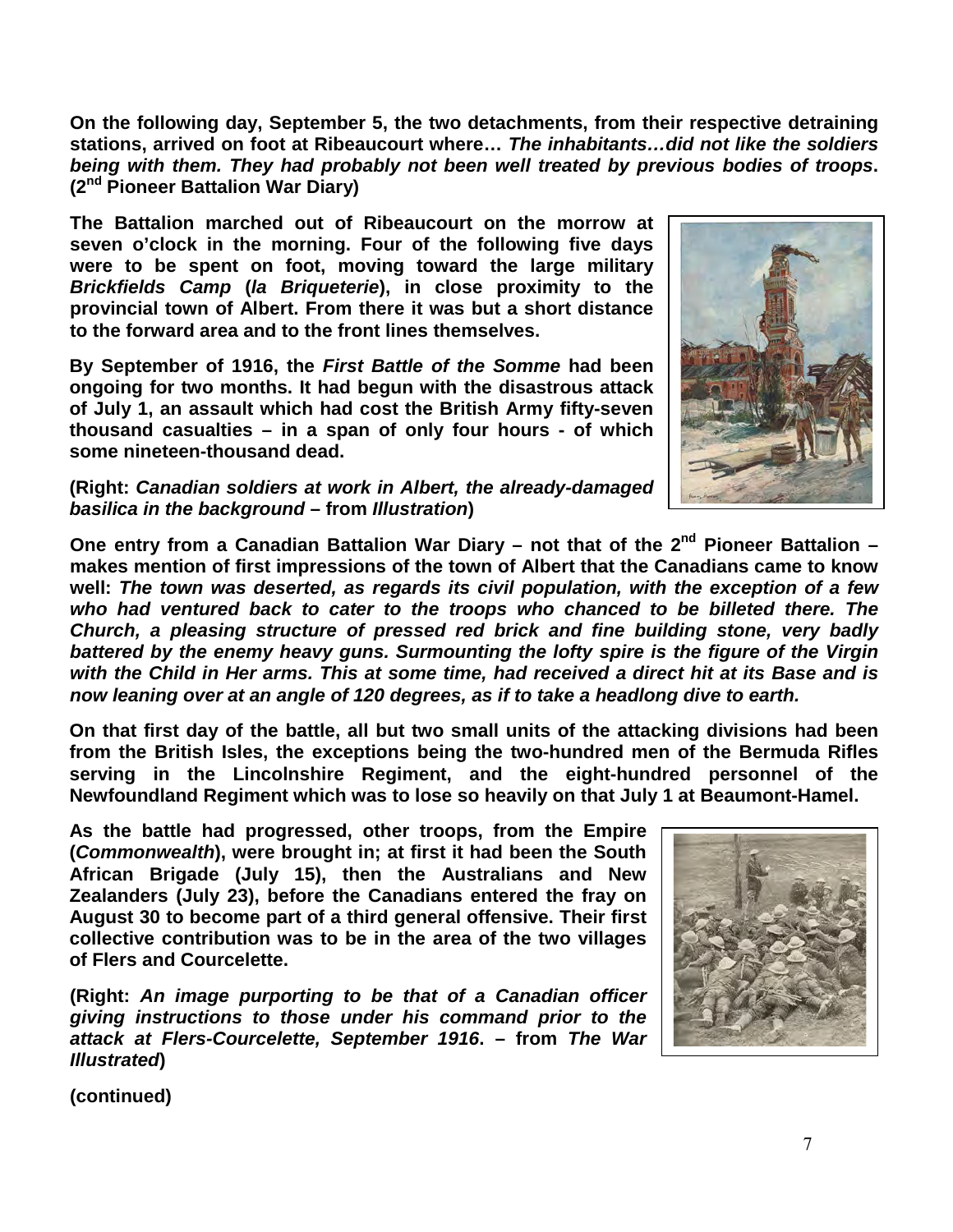**On the following day, September 5, the two detachments, from their respective detraining stations, arrived on foot at Ribeaucourt where…** ***The inhabitants…did not like the soldiers being with them. They had probably not been well treated by previous bodies of troops*****. (2nd Pioneer Battalion War Diary)**

**The Battalion marched out of Ribeaucourt on the morrow at seven o'clock in the morning. Four of the following five days were to be spent on foot, moving toward the large military *Brickfields Camp* (*la Briqueterie*), in close proximity to the provincial town of Albert. From there it was but a short distance to the forward area and to the front lines themselves.**

**By September of 1916, the *First Battle of the Somme* had been ongoing for two months. It had begun with the disastrous attack of July 1, an assault which had cost the British Army fifty-seven thousand casualties – in a span of only four hours - of which some nineteen-thousand dead.**

**(Right: *Canadian soldiers at work in Albert, the already-damaged basilica in the background* – from *Illustration*)**

**One entry from a Canadian Battalion War Diary – not that of the 2nd Pioneer Battalion – makes mention of first impressions of the town of Albert that the Canadians came to know well:** ***The town was deserted, as regards its civil population, with the exception of a few who had ventured back to cater to the troops who chanced to be billeted there. The Church, a pleasing structure of pressed red brick and fine building stone, very badly battered by the enemy heavy guns. Surmounting the lofty spire is the figure of the Virgin with the Child in Her arms. This at some time, had received a direct hit at its Base and is now leaning over at an angle of 120 degrees, as if to take a headlong dive to earth.***

**On that first day of the battle, all but two small units of the attacking divisions had been from the British Isles, the exceptions being the two-hundred men of the Bermuda Rifles serving in the Lincolnshire Regiment, and the eight-hundred personnel of the Newfoundland Regiment which was to lose so heavily on that July 1 at Beaumont-Hamel.**

**As the battle had progressed, other troops, from the Empire (*Commonwealth*), were brought in; at first it had been the South African Brigade (July 15), then the Australians and New Zealanders (July 23), before the Canadians entered the fray on August 30 to become part of a third general offensive. Their first collective contribution was to be in the area of the two villages of Flers and Courcelette.**

**(Right: *An image purporting to be that of a Canadian officer giving instructions to those under his command prior to the attack at Flers-Courcelette, September 1916*. – from *The War Illustrated*)**

**(continued)**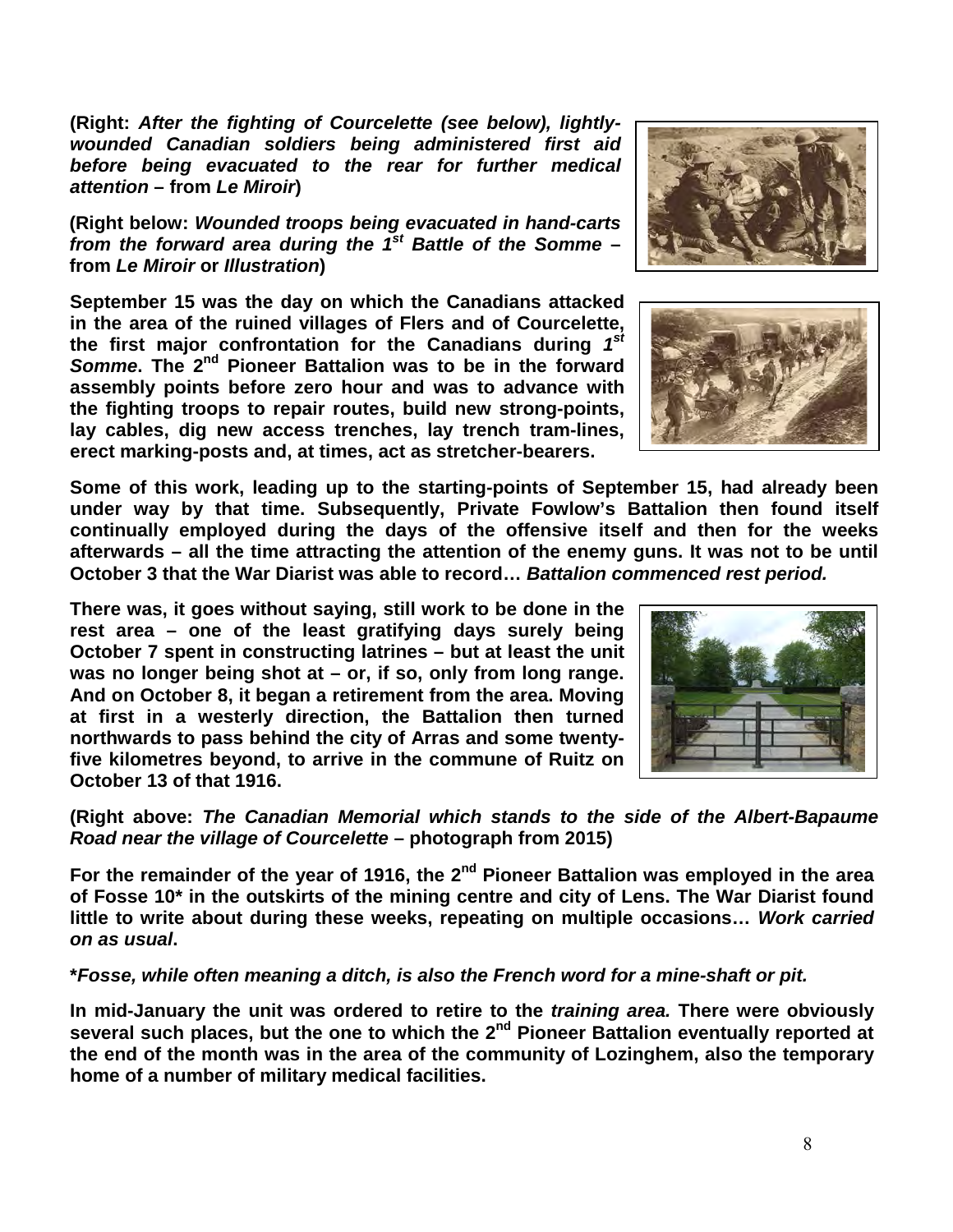**(Right: *After the fighting of Courcelette (see below), lightly-wounded Canadian soldiers being administered first aid before being evacuated to the rear for further medical attention* – from *Le Miroir*)**

**(Right below: *Wounded troops being evacuated in hand-carts from the forward area during the 1st Battle of the Somme* – from *Le Miroir* or *Illustration*)**

**September 15 was the day on which the Canadians attacked in the area of the ruined villages of Flers and of Courcelette, the first major confrontation for the Canadians during *1st Somme*. The 2nd Pioneer Battalion was to be in the forward assembly points before zero hour and was to advance with the fighting troops to repair routes, build new strong-points, lay cables, dig new access trenches, lay trench tram-lines, erect marking-posts and, at times, act as stretcher-bearers.**

**Some of this work, leading up to the starting-points of September 15, had already been under way by that time. Subsequently, Private Fowlow's Battalion then found itself continually employed during the days of the offensive itself and then for the weeks afterwards – all the time attracting the attention of the enemy guns. It was not to be until October 3 that the War Diarist was able to record… *Battalion commenced rest period.***

**There was, it goes without saying, still work to be done in the rest area – one of the least gratifying days surely being October 7 spent in constructing latrines – but at least the unit was no longer being shot at – or, if so, only from long range. And on October 8, it began a retirement from the area. Moving at first in a westerly direction, the Battalion then turned northwards to pass behind the city of Arras and some twenty-five kilometres beyond, to arrive in the commune of Ruitz on October 13 of that 1916.**

**(Right above: *The Canadian Memorial which stands to the side of the Albert-Bapaume Road near the village of Courcelette* – photograph from 2015)**

**For the remainder of the year of 1916, the 2nd Pioneer Battalion was employed in the area of Fosse 10* in the outskirts of the mining centre and city of Lens. The War Diarist found little to write about during these weeks, repeating on multiple occasions… *Work carried on as usual*.**

***Fosse, while often meaning a ditch, is also the French word for a mine-shaft or pit.***

**In mid-January the unit was ordered to retire to the *training area.* There were obviously several such places, but the one to which the 2nd Pioneer Battalion eventually reported at the end of the month was in the area of the community of Lozinghem, also the temporary home of a number of military medical facilities.**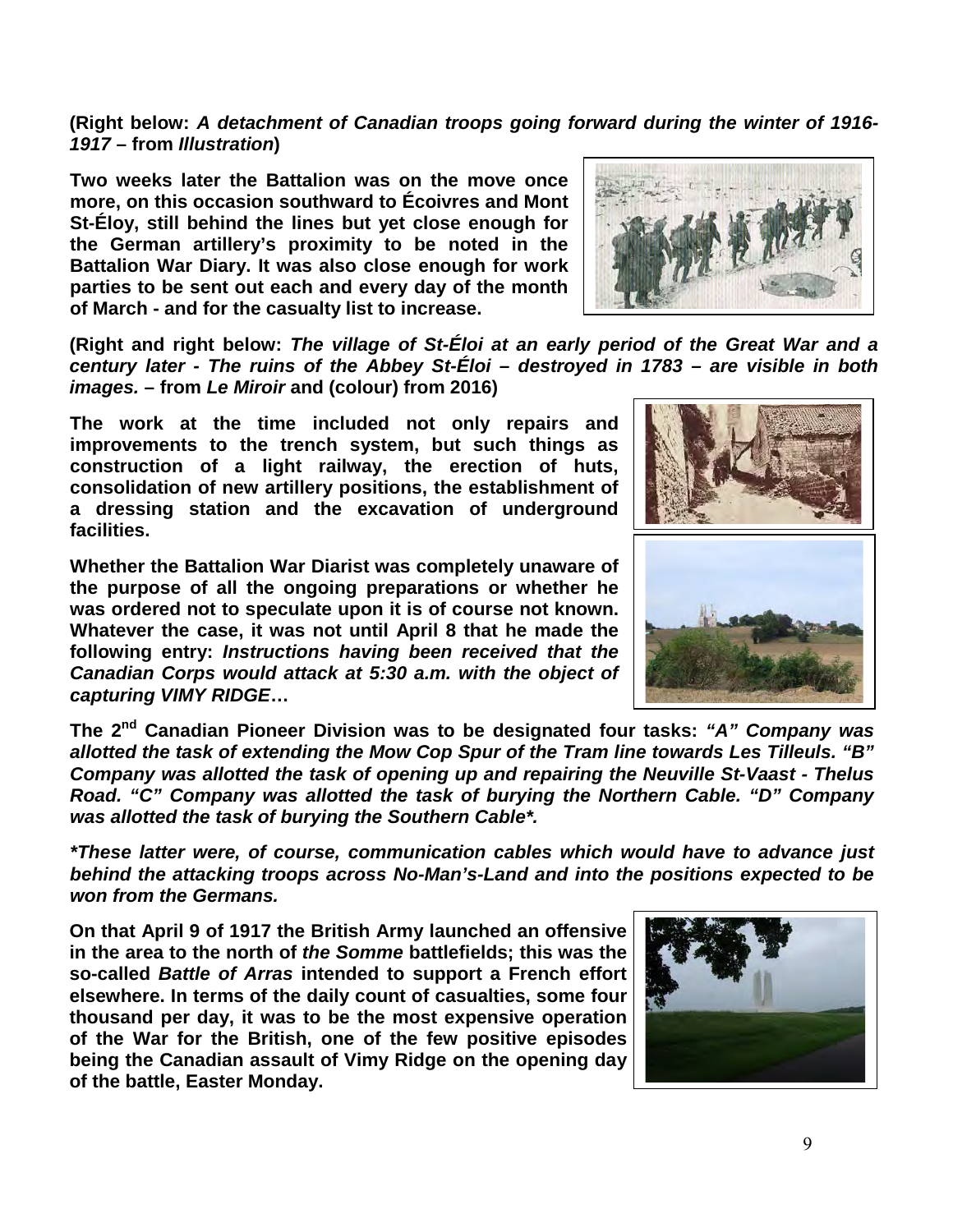**(Right below: *A detachment of Canadian troops going forward during the winter of 1916-1917* – from *Illustration*)**

**Two weeks later the Battalion was on the move once more, on this occasion southward to Écoivres and Mont St-Éloy, still behind the lines but yet close enough for the German artillery's proximity to be noted in the Battalion War Diary. It was also close enough for work parties to be sent out each and every day of the month of March - and for the casualty list to increase.**

**(Right and right below: *The village of St-Éloi at an early period of the Great War and a century later - The ruins of the Abbey St-Éloi – destroyed in 1783 – are visible in both images.* – from *Le Miroir* and (colour) from 2016)**

**The work at the time included not only repairs and improvements to the trench system, but such things as construction of a light railway, the erection of huts, consolidation of new artillery positions, the establishment of a dressing station and the excavation of underground facilities.**

**Whether the Battalion War Diarist was completely unaware of the purpose of all the ongoing preparations or whether he was ordered not to speculate upon it is of course not known. Whatever the case, it was not until April 8 that he made the following entry: *Instructions having been received that the Canadian Corps would attack at 5:30 a.m. with the object of capturing VIMY RIDGE*…**

**The 2nd Canadian Pioneer Division was to be designated four tasks: *"A" Company was allotted the task of extending the Mow Cop Spur of the Tram line towards Les Tilleuls. "B" Company was allotted the task of opening up and repairing the Neuville St-Vaast - Thelus Road. "C" Company was allotted the task of burying the Northern Cable. "D" Company was allotted the task of burying the Southern Cable*.***

***\*These latter were, of course, communication cables which would have to advance just behind the attacking troops across No-Man's-Land and into the positions expected to be won from the Germans.***

**On that April 9 of 1917 the British Army launched an offensive in the area to the north of *the Somme* battlefields; this was the so-called *Battle of Arras* intended to support a French effort elsewhere. In terms of the daily count of casualties, some four thousand per day, it was to be the most expensive operation of the War for the British, one of the few positive episodes being the Canadian assault of Vimy Ridge on the opening day of the battle, Easter Monday.**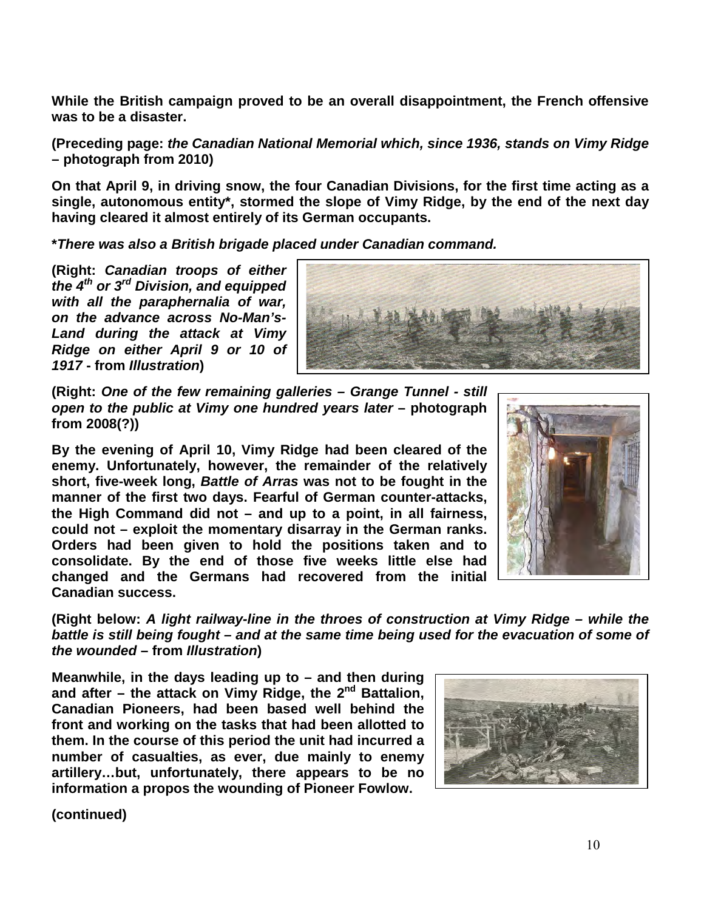**While the British campaign proved to be an overall disappointment, the French offensive was to be a disaster.**

**(Preceding page: *the Canadian National Memorial which, since 1936, stands on Vimy Ridge* – photograph from 2010)**

**On that April 9, in driving snow, the four Canadian Divisions, for the first time acting as a single, autonomous entity\*, stormed the slope of Vimy Ridge, by the end of the next day having cleared it almost entirely of its German occupants.**

***\*There was also a British brigade placed under Canadian command.***

**(Right: *Canadian troops of either the 4th or 3rd Division, and equipped with all the paraphernalia of war, on the advance across No-Man's-Land during the attack at Vimy Ridge on either April 9 or 10 of 1917* - from *Illustration*)**

**(Right: *One of the few remaining galleries – Grange Tunnel - still open to the public at Vimy one hundred years later* – photograph from 2008(?))**

**By the evening of April 10, Vimy Ridge had been cleared of the enemy. Unfortunately, however, the remainder of the relatively short, five-week long, *Battle of Arras* was not to be fought in the manner of the first two days. Fearful of German counter-attacks, the High Command did not – and up to a point, in all fairness, could not – exploit the momentary disarray in the German ranks. Orders had been given to hold the positions taken and to consolidate. By the end of those five weeks little else had changed and the Germans had recovered from the initial Canadian success.**

**(Right below: *A light railway-line in the throes of construction at Vimy Ridge – while the battle is still being fought – and at the same time being used for the evacuation of some of the wounded* – from *Illustration*)**

**Meanwhile, in the days leading up to – and then during and after – the attack on Vimy Ridge, the 2nd Battalion, Canadian Pioneers, had been based well behind the front and working on the tasks that had been allotted to them. In the course of this period the unit had incurred a number of casualties, as ever, due mainly to enemy artillery…but, unfortunately, there appears to be no information a propos the wounding of Pioneer Fowlow.**

**(continued)**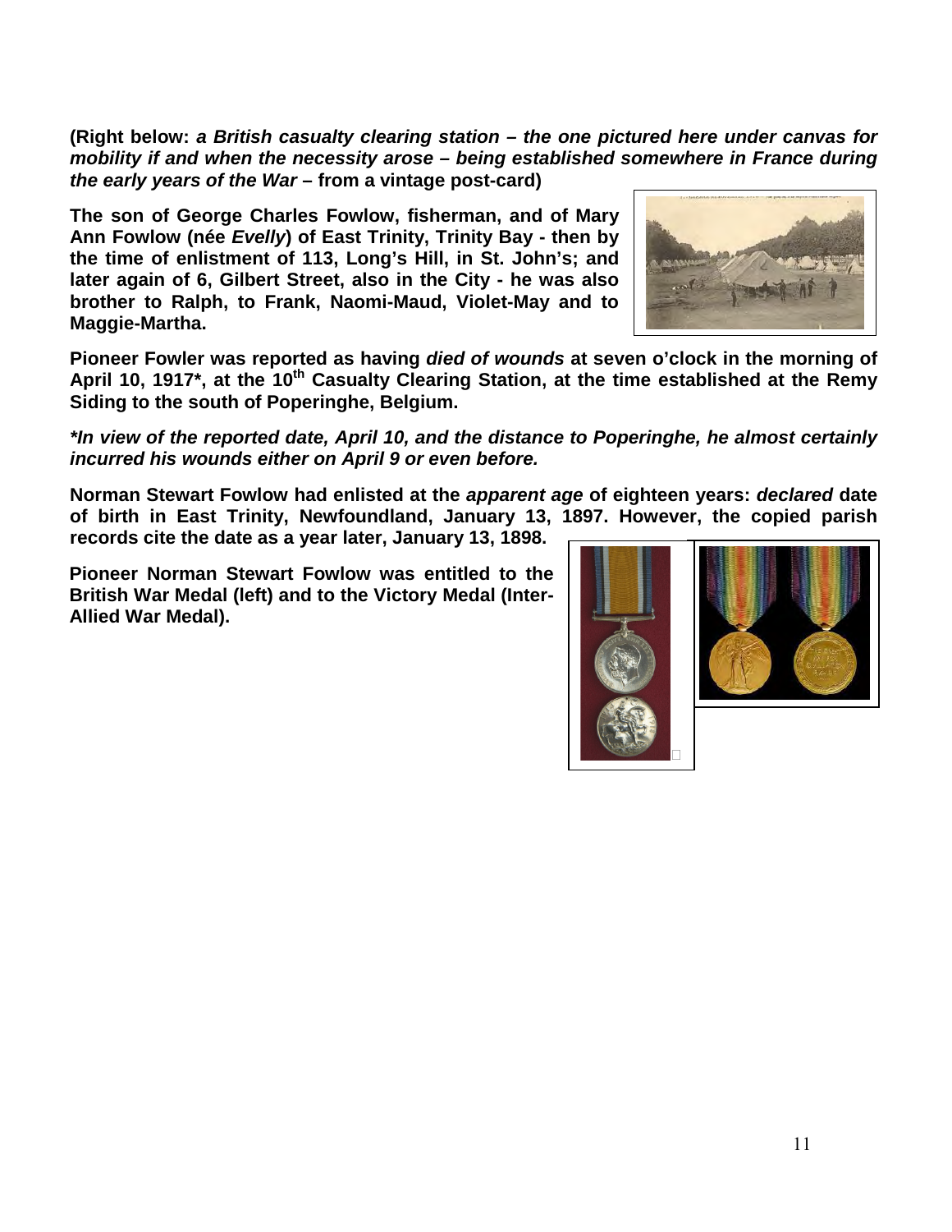**(Right below:** ***a British casualty clearing station – the one pictured here under canvas for mobility if and when the necessity arose – being established somewhere in France during the early years of the War*** **– from a vintage post-card)**

**The son of George Charles Fowlow, fisherman, and of Mary Ann Fowlow (née *Evelly*) of East Trinity, Trinity Bay - then by the time of enlistment of 113, Long's Hill, in St. John's; and later again of 6, Gilbert Street, also in the City - he was also brother to Ralph, to Frank, Naomi-Maud, Violet-May and to Maggie-Martha.**

**Pioneer Fowler was reported as having *died of wounds* at seven o'clock in the morning of April 10, 1917\*, at the 10th Casualty Clearing Station, at the time established at the Remy Siding to the south of Poperinghe, Belgium.**

***\*In view of the reported date, April 10, and the distance to Poperinghe, he almost certainly incurred his wounds either on April 9 or even before.***

**Norman Stewart Fowlow had enlisted at the *apparent age* of eighteen years: *declared* date of birth in East Trinity, Newfoundland, January 13, 1897. However, the copied parish records cite the date as a year later, January 13, 1898.**

**Pioneer Norman Stewart Fowlow was entitled to the British War Medal (left) and to the Victory Medal (Inter-Allied War Medal).**